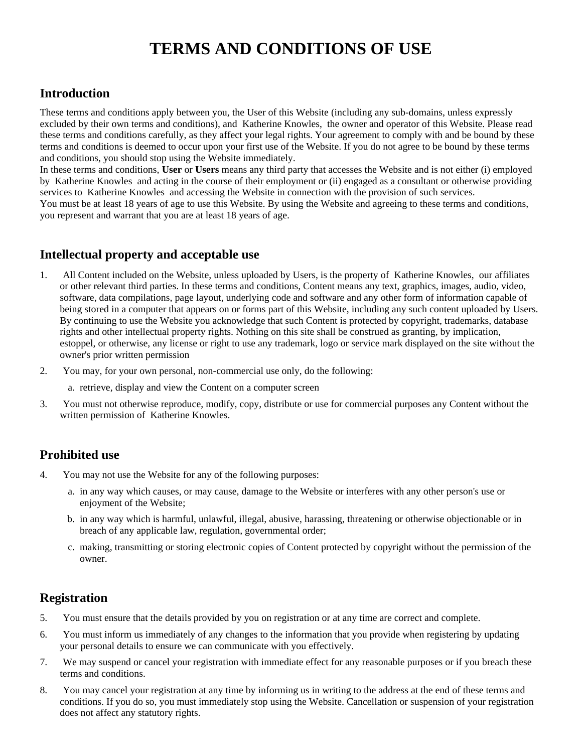# TERMS AND CONDITIONS OF USE

## Introduction

These terms and conditions apply between you, the User of this Website (including any sub-domains, unless expressly excluded by their own terms and conditions), and Katherine Knowles, the owner and operator of this Website. Please read these terms and conditions carefully, as they affect your legal rights. Your agreement to comply with and be bound by these terms and conditions is deemed to occur upon your first use of the Website. If you do not agree to be bound by these terms and conditions, you should stop using the Website immediately.

In these terms and conditions, **User** or **Users** means any third party that accesses the Website and is not either (i) employed by Katherine Knowles and acting in the course of their employment or (ii) engaged as a consultant or otherwise providing services to Katherine Knowles and accessing the Website in connection with the provision of such services.

You must be at least 18 years of age to use this Website. By using the Website and agreeing to these terms and conditions, you represent and warrant that you are at least 18 years of age.

## Intellectual property and acceptable use

1. All Content included on the Website, unless uploaded by Users, is the property of Katherine Knowles, our affiliates or other relevant third parties. In these terms and conditions, Content means any text, graphics, images, audio, video, software, data compilations, page layout, underlying code and software and any other form of information capable of being stored in a computer that appears on or forms part of this Website, including any such content uploaded by Users. By continuing to use the Website you acknowledge that such Content is protected by copyright, trademarks, database rights and other intellectual property rights. Nothing on this site shall be construed as granting, by implication, estoppel, or otherwise, any license or right to use any trademark, logo or service mark displayed on the site without the owner's prior written permission
2. You may, for your own personal, non-commercial use only, do the following:
   a. retrieve, display and view the Content on a computer screen
3. You must not otherwise reproduce, modify, copy, distribute or use for commercial purposes any Content without the written permission of Katherine Knowles.

## Prohibited use

4. You may not use the Website for any of the following purposes:
   a. in any way which causes, or may cause, damage to the Website or interferes with any other person's use or enjoyment of the Website;
   b. in any way which is harmful, unlawful, illegal, abusive, harassing, threatening or otherwise objectionable or in breach of any applicable law, regulation, governmental order;
   c. making, transmitting or storing electronic copies of Content protected by copyright without the permission of the owner.

## Registration

5. You must ensure that the details provided by you on registration or at any time are correct and complete.
6. You must inform us immediately of any changes to the information that you provide when registering by updating your personal details to ensure we can communicate with you effectively.
7. We may suspend or cancel your registration with immediate effect for any reasonable purposes or if you breach these terms and conditions.
8. You may cancel your registration at any time by informing us in writing to the address at the end of these terms and conditions. If you do so, you must immediately stop using the Website. Cancellation or suspension of your registration does not affect any statutory rights.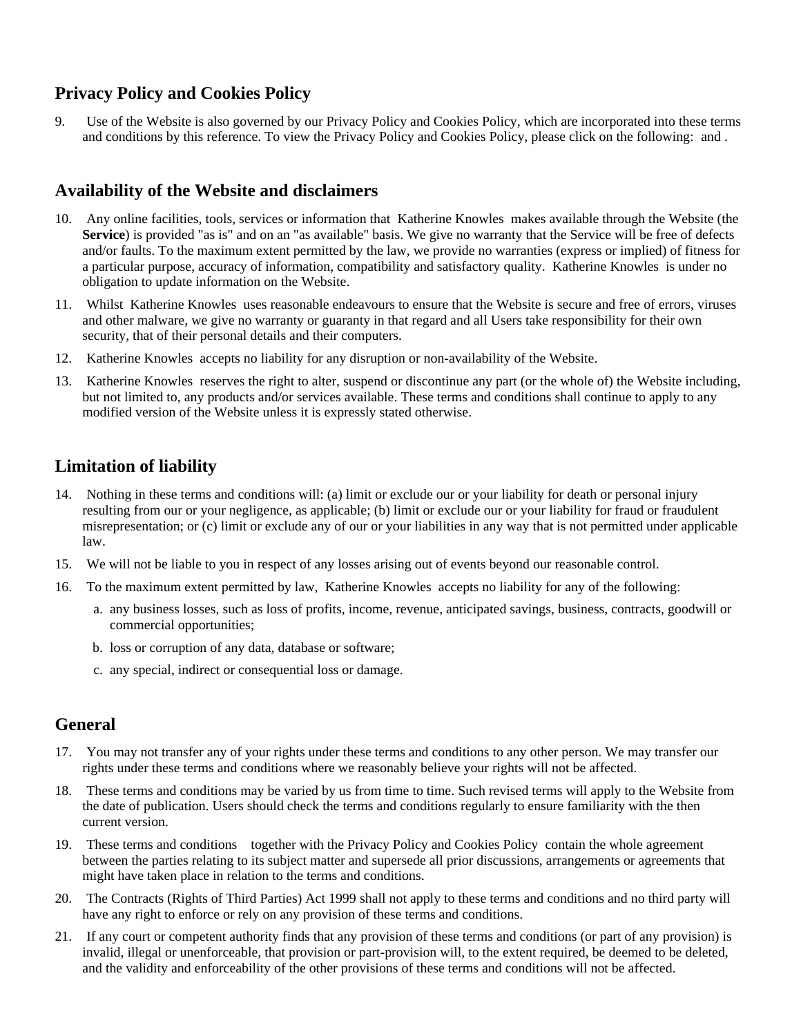## Privacy Policy and Cookies Policy

9. Use of the Website is also governed by our Privacy Policy and Cookies Policy, which are incorporated into these terms and conditions by this reference. To view the Privacy Policy and Cookies Policy, please click on the following: and .

## Availability of the Website and disclaimers

10. Any online facilities, tools, services or information that Katherine Knowles makes available through the Website (the **Service**) is provided "as is" and on an "as available" basis. We give no warranty that the Service will be free of defects and/or faults. To the maximum extent permitted by the law, we provide no warranties (express or implied) of fitness for a particular purpose, accuracy of information, compatibility and satisfactory quality. Katherine Knowles is under no obligation to update information on the Website.
11. Whilst Katherine Knowles uses reasonable endeavours to ensure that the Website is secure and free of errors, viruses and other malware, we give no warranty or guaranty in that regard and all Users take responsibility for their own security, that of their personal details and their computers.
12. Katherine Knowles accepts no liability for any disruption or non-availability of the Website.
13. Katherine Knowles reserves the right to alter, suspend or discontinue any part (or the whole of) the Website including, but not limited to, any products and/or services available. These terms and conditions shall continue to apply to any modified version of the Website unless it is expressly stated otherwise.

## Limitation of liability

14. Nothing in these terms and conditions will: (a) limit or exclude our or your liability for death or personal injury resulting from our or your negligence, as applicable; (b) limit or exclude our or your liability for fraud or fraudulent misrepresentation; or (c) limit or exclude any of our or your liabilities in any way that is not permitted under applicable law.
15. We will not be liable to you in respect of any losses arising out of events beyond our reasonable control.
16. To the maximum extent permitted by law, Katherine Knowles accepts no liability for any of the following:
    a. any business losses, such as loss of profits, income, revenue, anticipated savings, business, contracts, goodwill or commercial opportunities;
    b. loss or corruption of any data, database or software;
    c. any special, indirect or consequential loss or damage.

## General

17. You may not transfer any of your rights under these terms and conditions to any other person. We may transfer our rights under these terms and conditions where we reasonably believe your rights will not be affected.
18. These terms and conditions may be varied by us from time to time. Such revised terms will apply to the Website from the date of publication. Users should check the terms and conditions regularly to ensure familiarity with the then current version.
19. These terms and conditions together with the Privacy Policy and Cookies Policy contain the whole agreement between the parties relating to its subject matter and supersede all prior discussions, arrangements or agreements that might have taken place in relation to the terms and conditions.
20. The Contracts (Rights of Third Parties) Act 1999 shall not apply to these terms and conditions and no third party will have any right to enforce or rely on any provision of these terms and conditions.
21. If any court or competent authority finds that any provision of these terms and conditions (or part of any provision) is invalid, illegal or unenforceable, that provision or part-provision will, to the extent required, be deemed to be deleted, and the validity and enforceability of the other provisions of these terms and conditions will not be affected.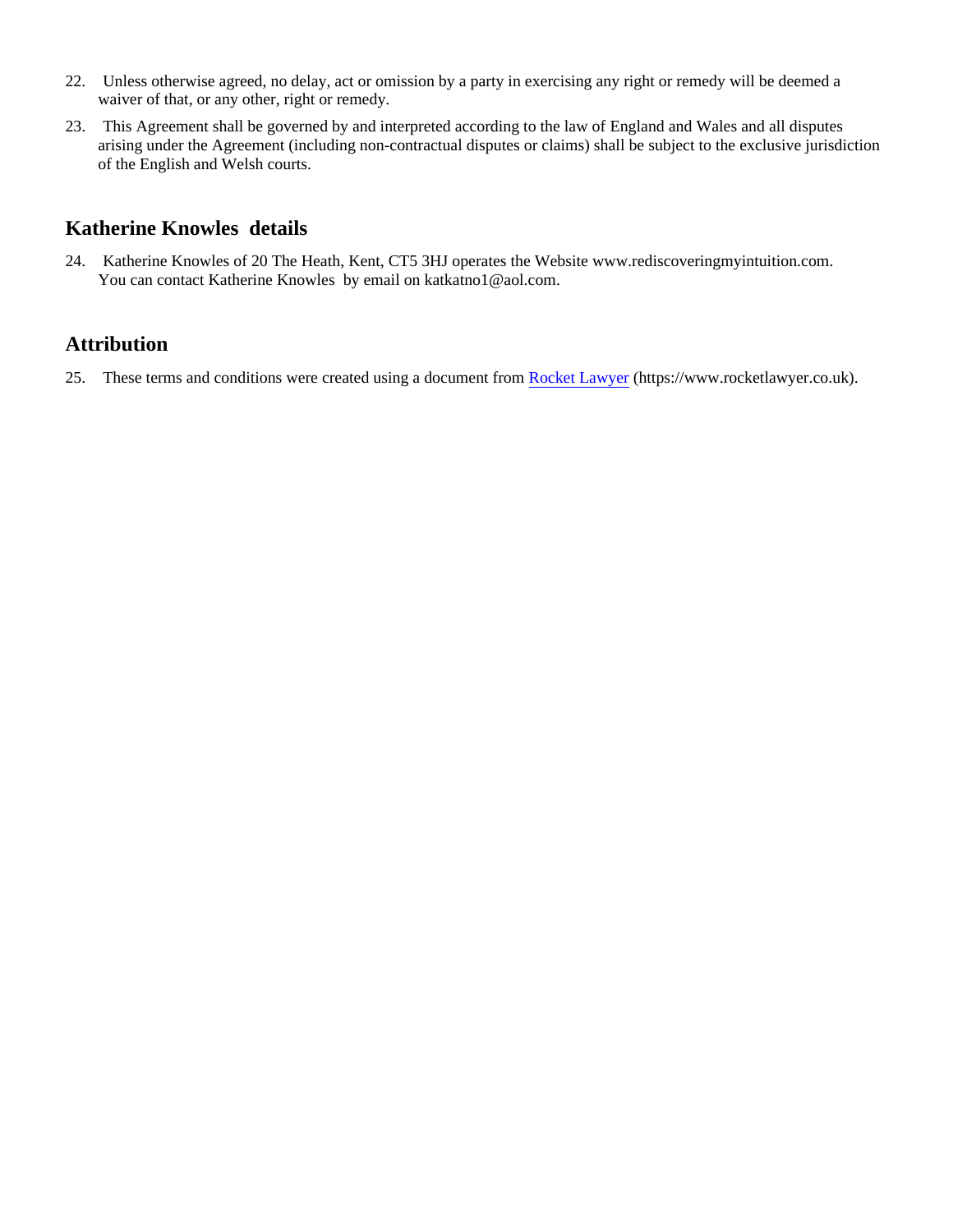22. Unless otherwise agreed, no delay, act or omission by a party in exercising any right or remedy will be deemed a waiver of that, or any other, right or remedy.
23. This Agreement shall be governed by and interpreted according to the law of England and Wales and all disputes arising under the Agreement (including non-contractual disputes or claims) shall be subject to the exclusive jurisdiction of the English and Welsh courts.

## Katherine Knowles details

24. Katherine Knowles of 20 The Heath, Kent, CT5 3HJ operates the Website www.rediscoveringmyintuition.com. You can contact Katherine Knowles by email on katkatno1@aol.com.

## Attribution

25. These terms and conditions were created using a document from [Rocket Lawyer](https://www.rocketlawyer.co.uk) (https://www.rocketlawyer.co.uk).